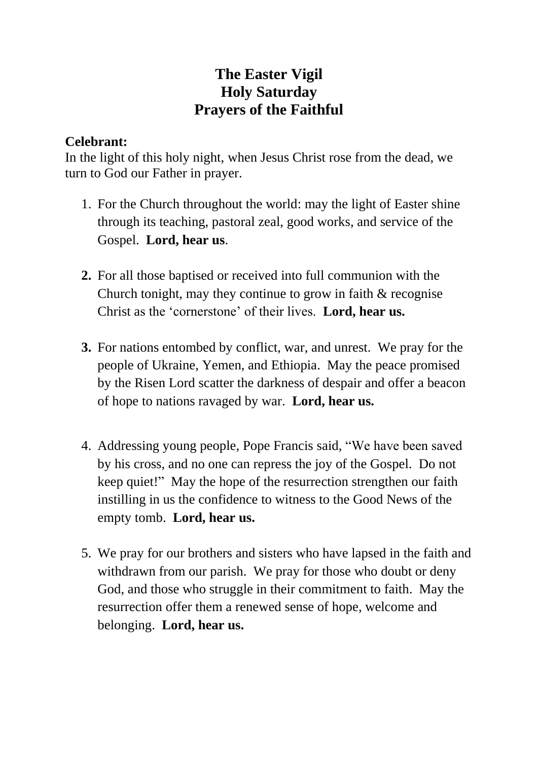# The Easter Vigil
# Holy Saturday
# Prayers of the Faithful

**Celebrant:**
In the light of this holy night, when Jesus Christ rose from the dead, we turn to God our Father in prayer.

1. For the Church throughout the world: may the light of Easter shine through its teaching, pastoral zeal, good works, and service of the Gospel. **Lord, hear us**.

2. For all those baptised or received into full communion with the Church tonight, may they continue to grow in faith & recognise Christ as the 'cornerstone' of their lives. **Lord, hear us.**

3. For nations entombed by conflict, war, and unrest. We pray for the people of Ukraine, Yemen, and Ethiopia. May the peace promised by the Risen Lord scatter the darkness of despair and offer a beacon of hope to nations ravaged by war. **Lord, hear us.**

4. Addressing young people, Pope Francis said, "We have been saved by his cross, and no one can repress the joy of the Gospel. Do not keep quiet!" May the hope of the resurrection strengthen our faith instilling in us the confidence to witness to the Good News of the empty tomb. **Lord, hear us.**

5. We pray for our brothers and sisters who have lapsed in the faith and withdrawn from our parish. We pray for those who doubt or deny God, and those who struggle in their commitment to faith. May the resurrection offer them a renewed sense of hope, welcome and belonging. **Lord, hear us.**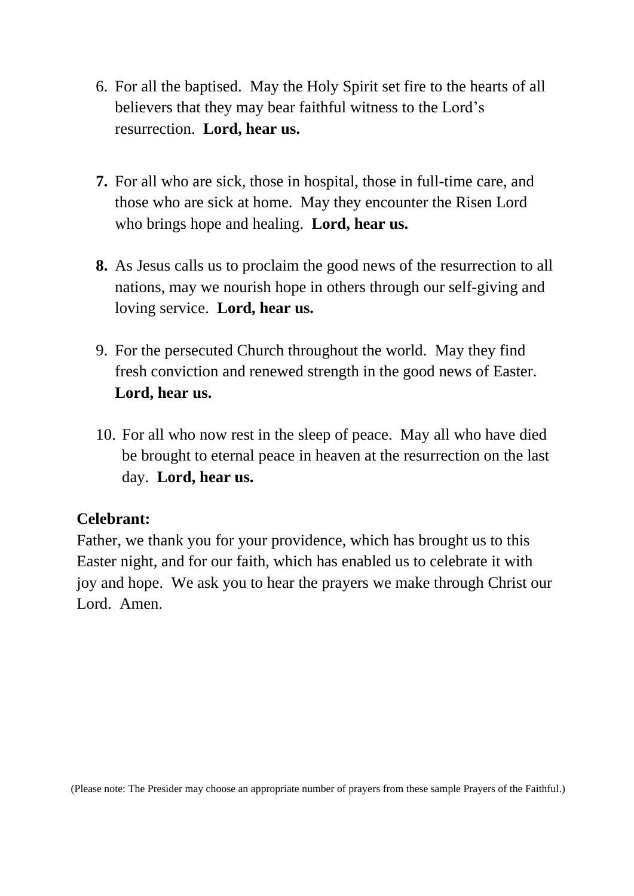6. For all the baptised. May the Holy Spirit set fire to the hearts of all believers that they may bear faithful witness to the Lord's resurrection. **Lord, hear us.**

7. For all who are sick, those in hospital, those in full-time care, and those who are sick at home. May they encounter the Risen Lord who brings hope and healing. **Lord, hear us.**

8. As Jesus calls us to proclaim the good news of the resurrection to all nations, may we nourish hope in others through our self-giving and loving service. **Lord, hear us.**

9. For the persecuted Church throughout the world. May they find fresh conviction and renewed strength in the good news of Easter. **Lord, hear us.**

10. For all who now rest in the sleep of peace. May all who have died be brought to eternal peace in heaven at the resurrection on the last day. **Lord, hear us.**

**Celebrant:**
Father, we thank you for your providence, which has brought us to this Easter night, and for our faith, which has enabled us to celebrate it with joy and hope. We ask you to hear the prayers we make through Christ our Lord. Amen.

(Please note: The Presider may choose an appropriate number of prayers from these sample Prayers of the Faithful.)